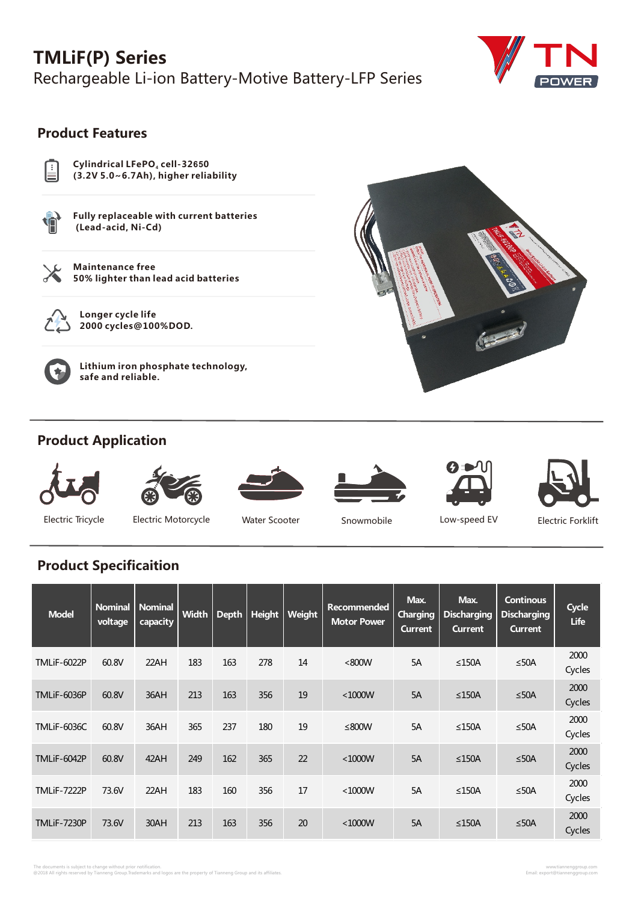# TMLiF(P) Series

Rechargeable Li-ion Battery-Motive Battery-LFP Series

## Product Features

**Cylindrical $LiFePO_4$ cell-32650 (3.2V 5.0~6.7Ah), higher reliability**

**Fully replaceable with current batteries (Lead-acid, Ni-Cd)**

**Maintenance free 50% lighter than lead acid batteries**

**Longer cycle life 2000 cycles@100%DOD.**

**Lithium iron phosphate technology, safe and reliable.**

## Product Application

Electric Tricycle

Electric Motorcycle

Water Scooter

Snowmobile

Low-speed EV

Electric Forklift

## Product Specificaition

| Model | Nominal voltage | Nominal capacity | Width | Depth | Height | Weight | Recommended Motor Power | Max. Charging Current | Max. Discharging Current | Continous Discharging Current | Cycle Life |
|---|---|---|---|---|---|---|---|---|---|---|---|
| TMLiF-6022P | 60.8V | 22AH | 183 | 163 | 278 | 14 | <800W | 5A | ≤150A | ≤50A | 2000 Cycles |
| TMLiF-6036P | 60.8V | 36AH | 213 | 163 | 356 | 19 | <1000W | 5A | ≤150A | ≤50A | 2000 Cycles |
| TMLiF-6036C | 60.8V | 36AH | 365 | 237 | 180 | 19 | ≤800W | 5A | ≤150A | ≤50A | 2000 Cycles |
| TMLiF-6042P | 60.8V | 42AH | 249 | 162 | 365 | 22 | <1000W | 5A | ≤150A | ≤50A | 2000 Cycles |
| TMLiF-7222P | 73.6V | 22AH | 183 | 160 | 356 | 17 | <1000W | 5A | ≤150A | ≤50A | 2000 Cycles |
| TMLiF-7230P | 73.6V | 30AH | 213 | 163 | 356 | 20 | <1000W | 5A | ≤150A | ≤50A | 2000 Cycles |

The documents is subject to change without prior notification.
@2018 All rights reserved by Tianneng Group.Trademarks and logos are the property of Tianneng Group and its affiliates.

www.tiannenggroup.com
Email: export@tiannenggroup.com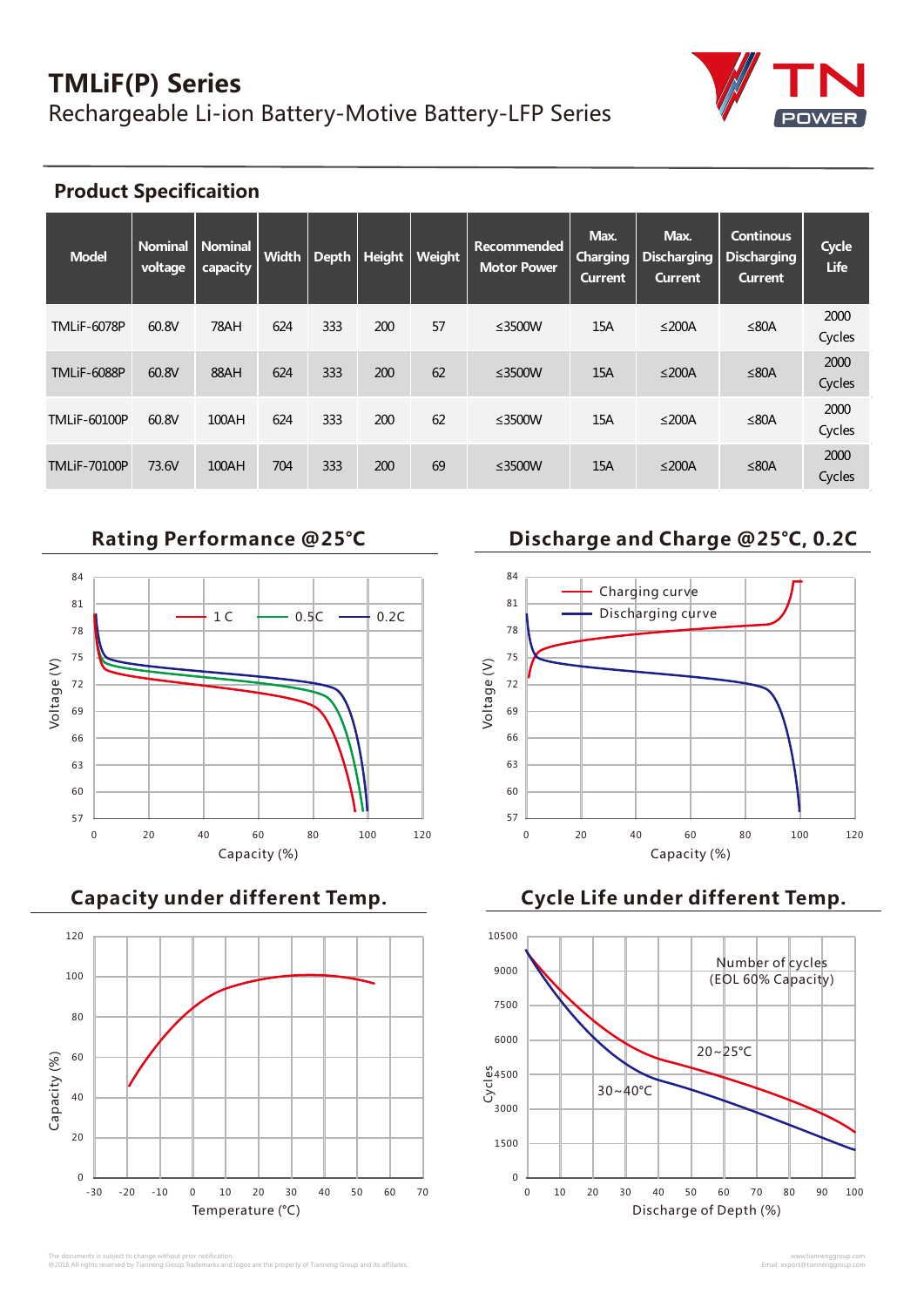# TMLiF(P) Series

Rechargeable Li-ion Battery-Motive Battery-LFP Series

TN POWER

## Product Specificaition

| Model | Nominal voltage | Nominal capacity | Width | Depth | Height | Weight | Recommended Motor Power | Max. Charging Current | Max. Discharging Current | Continous Discharging Current | Cycle Life |
|---|---|---|---|---|---|---|---|---|---|---|---|
| TMLiF-6078P | 60.8V | 78AH | 624 | 333 | 200 | 57 | ≤3500W | 15A | ≤200A | ≤80A | 2000 Cycles |
| TMLiF-6088P | 60.8V | 88AH | 624 | 333 | 200 | 62 | ≤3500W | 15A | ≤200A | ≤80A | 2000 Cycles |
| TMLiF-60100P | 60.8V | 100AH | 624 | 333 | 200 | 62 | ≤3500W | 15A | ≤200A | ≤80A | 2000 Cycles |
| TMLiF-70100P | 73.6V | 100AH | 704 | 333 | 200 | 69 | ≤3500W | 15A | ≤200A | ≤80A | 2000 Cycles |

## Rating Performance @25°C

1 C
0.5C
0.2C
Voltage (V)
84
81
78
75
72
69
66
63
60
57
0
20
40
60
80
100
120
Capacity (%)

## Discharge and Charge @25°C, 0.2C

Charging curve
Discharging curve
Voltage (V)
84
81
78
75
72
69
66
63
60
57
0
20
40
60
80
100
120
Capacity (%)

## Capacity under different Temp.

Capacity (%)
120
100
80
60
40
20
0
-30
-20
-10
0
10
20
30
40
50
60
70
Temperature (°C)

## Cycle Life under different Temp.

Number of cycles (EOL 60% Capacity)
20~25°C
30~40°C
Cycles
10500
9000
7500
6000
4500
3000
1500
0
0
10
20
30
40
50
60
70
80
90
100
Discharge of Depth (%)

The documents is subject to change without prior notification.
@2018 All rights reserved by Tianneng Group.Trademarks and logos are the property of Tianneng Group and its affiliates.

www.tiannenggroup.com
Email: export@tiannenggroup.com